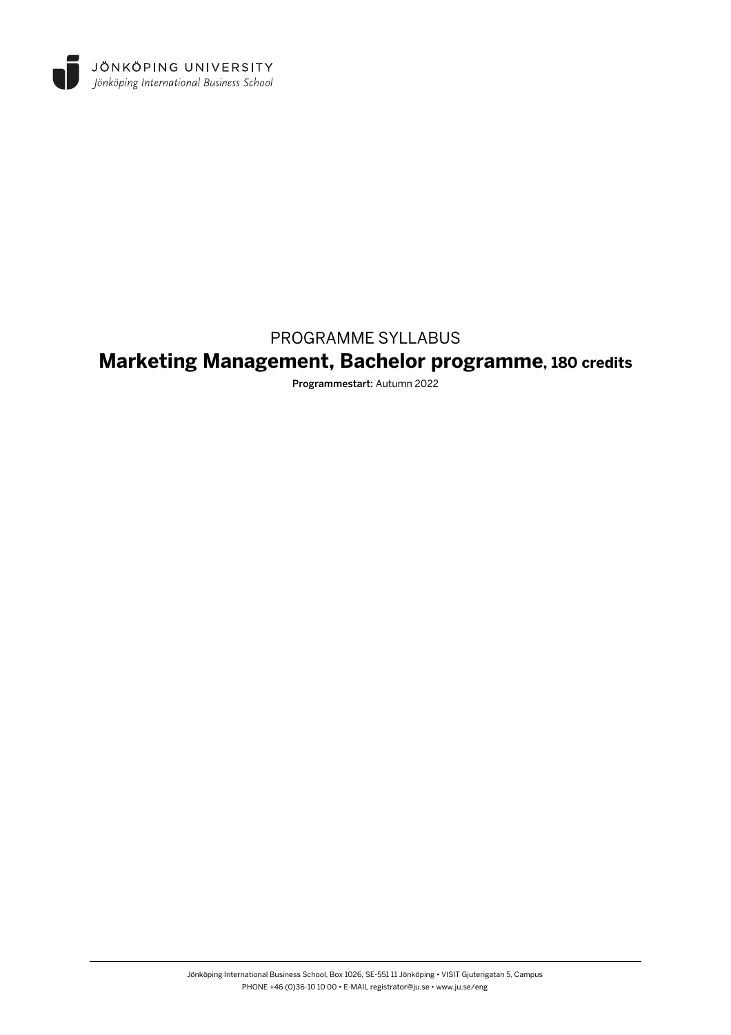JÖNKÖPING UNIVERSITY

*Jönköping International Business School*

PROGRAMME SYLLABUS

# Marketing Management, Bachelor programme, 180 credits

**Programmestart:** Autumn 2022

Jönköping International Business School, Box 1026, SE-551 11 Jönköping • VISIT Gjuterigatan 5, Campus
PHONE +46 (0)36-10 10 00 • E-MAIL registrator@ju.se • www.ju.se/eng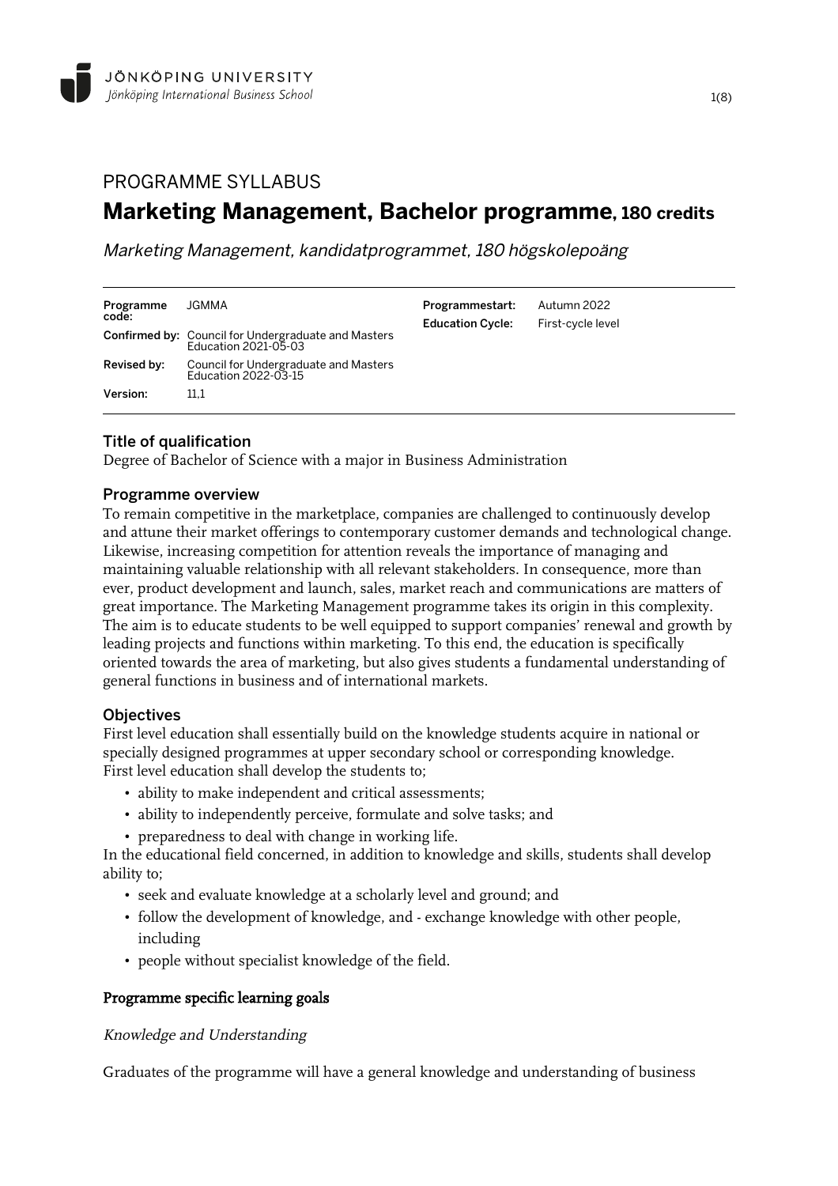# PROGRAMME SYLLABUS

# Marketing Management, Bachelor programme, 180 credits

*Marketing Management, kandidatprogrammet, 180 högskolepoäng*

| | | | |
|---|---|---|---|
| **Programme code:** | JGMMA | **Programmestart:** | Autumn 2022 |
| **Confirmed by:** | Council for Undergraduate and Masters Education 2021-05-03 | **Education Cycle:** | First-cycle level |
| **Revised by:** | Council for Undergraduate and Masters Education 2022-03-15 | | |
| **Version:** | 11,1 | | |

## Title of qualification

Degree of Bachelor of Science with a major in Business Administration

## Programme overview

To remain competitive in the marketplace, companies are challenged to continuously develop and attune their market offerings to contemporary customer demands and technological change. Likewise, increasing competition for attention reveals the importance of managing and maintaining valuable relationship with all relevant stakeholders. In consequence, more than ever, product development and launch, sales, market reach and communications are matters of great importance. The Marketing Management programme takes its origin in this complexity. The aim is to educate students to be well equipped to support companies' renewal and growth by leading projects and functions within marketing. To this end, the education is specifically oriented towards the area of marketing, but also gives students a fundamental understanding of general functions in business and of international markets.

## Objectives

First level education shall essentially build on the knowledge students acquire in national or specially designed programmes at upper secondary school or corresponding knowledge. First level education shall develop the students to;

- ability to make independent and critical assessments;
- ability to independently perceive, formulate and solve tasks; and
- preparedness to deal with change in working life.

In the educational field concerned, in addition to knowledge and skills, students shall develop ability to;

- seek and evaluate knowledge at a scholarly level and ground; and
- follow the development of knowledge, and - exchange knowledge with other people, including
- people without specialist knowledge of the field.

### Programme specific learning goals

*Knowledge and Understanding*

Graduates of the programme will have a general knowledge and understanding of business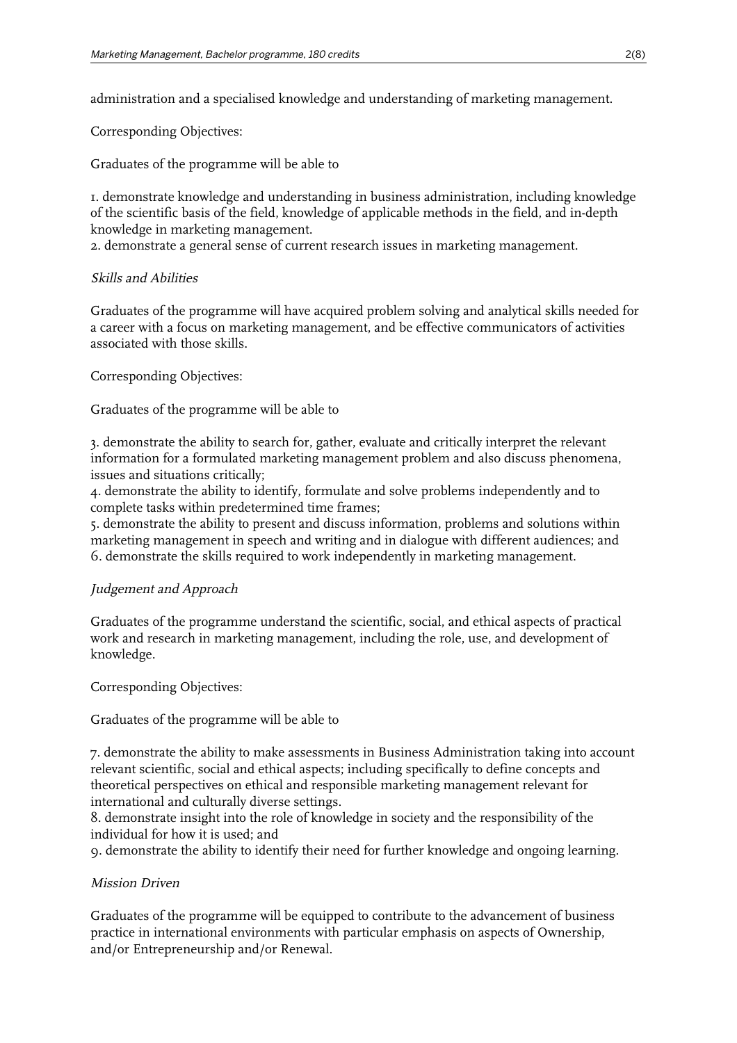administration and a specialised knowledge and understanding of marketing management.

Corresponding Objectives:

Graduates of the programme will be able to

1. demonstrate knowledge and understanding in business administration, including knowledge of the scientific basis of the field, knowledge of applicable methods in the field, and in-depth knowledge in marketing management.
2. demonstrate a general sense of current research issues in marketing management.

*Skills and Abilities*

Graduates of the programme will have acquired problem solving and analytical skills needed for a career with a focus on marketing management, and be effective communicators of activities associated with those skills.

Corresponding Objectives:

Graduates of the programme will be able to

3. demonstrate the ability to search for, gather, evaluate and critically interpret the relevant information for a formulated marketing management problem and also discuss phenomena, issues and situations critically;
4. demonstrate the ability to identify, formulate and solve problems independently and to complete tasks within predetermined time frames;
5. demonstrate the ability to present and discuss information, problems and solutions within marketing management in speech and writing and in dialogue with different audiences; and
6. demonstrate the skills required to work independently in marketing management.

*Judgement and Approach*

Graduates of the programme understand the scientific, social, and ethical aspects of practical work and research in marketing management, including the role, use, and development of knowledge.

Corresponding Objectives:

Graduates of the programme will be able to

7. demonstrate the ability to make assessments in Business Administration taking into account relevant scientific, social and ethical aspects; including specifically to define concepts and theoretical perspectives on ethical and responsible marketing management relevant for international and culturally diverse settings.
8. demonstrate insight into the role of knowledge in society and the responsibility of the individual for how it is used; and
9. demonstrate the ability to identify their need for further knowledge and ongoing learning.

*Mission Driven*

Graduates of the programme will be equipped to contribute to the advancement of business practice in international environments with particular emphasis on aspects of Ownership, and/or Entrepreneurship and/or Renewal.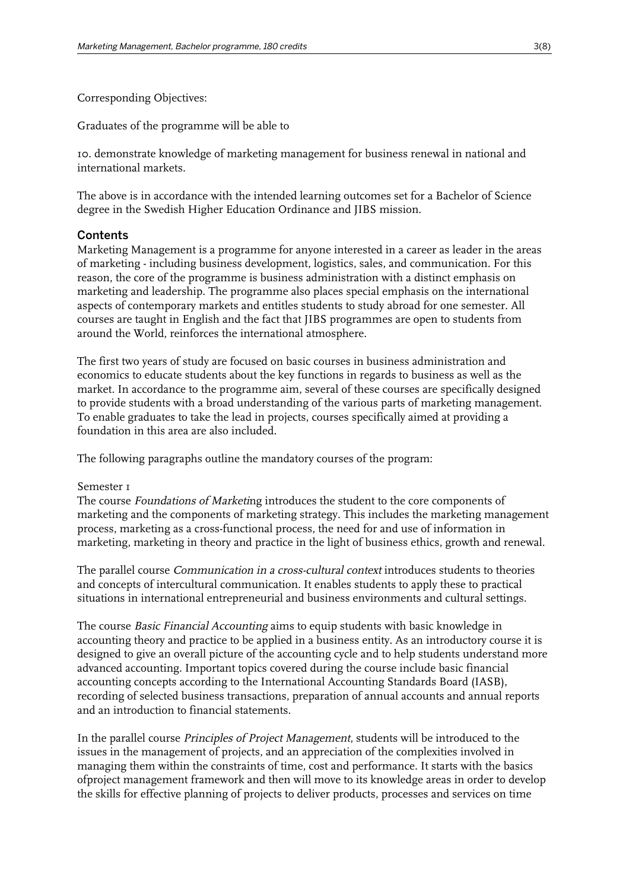Corresponding Objectives:

Graduates of the programme will be able to

10. demonstrate knowledge of marketing management for business renewal in national and international markets.

The above is in accordance with the intended learning outcomes set for a Bachelor of Science degree in the Swedish Higher Education Ordinance and JIBS mission.

## Contents

Marketing Management is a programme for anyone interested in a career as leader in the areas of marketing - including business development, logistics, sales, and communication. For this reason, the core of the programme is business administration with a distinct emphasis on marketing and leadership. The programme also places special emphasis on the international aspects of contemporary markets and entitles students to study abroad for one semester. All courses are taught in English and the fact that JIBS programmes are open to students from around the World, reinforces the international atmosphere.

The first two years of study are focused on basic courses in business administration and economics to educate students about the key functions in regards to business as well as the market. In accordance to the programme aim, several of these courses are specifically designed to provide students with a broad understanding of the various parts of marketing management. To enable graduates to take the lead in projects, courses specifically aimed at providing a foundation in this area are also included.

The following paragraphs outline the mandatory courses of the program:

Semester 1

The course *Foundations of Marketi*ng introduces the student to the core components of marketing and the components of marketing strategy. This includes the marketing management process, marketing as a cross-functional process, the need for and use of information in marketing, marketing in theory and practice in the light of business ethics, growth and renewal.

The parallel course *Communication in a cross-cultural context* introduces students to theories and concepts of intercultural communication. It enables students to apply these to practical situations in international entrepreneurial and business environments and cultural settings.

The course *Basic Financial Accounting* aims to equip students with basic knowledge in accounting theory and practice to be applied in a business entity. As an introductory course it is designed to give an overall picture of the accounting cycle and to help students understand more advanced accounting. Important topics covered during the course include basic financial accounting concepts according to the International Accounting Standards Board (IASB), recording of selected business transactions, preparation of annual accounts and annual reports and an introduction to financial statements.

In the parallel course *Principles of Project Management*, students will be introduced to the issues in the management of projects, and an appreciation of the complexities involved in managing them within the constraints of time, cost and performance. It starts with the basics ofproject management framework and then will move to its knowledge areas in order to develop the skills for effective planning of projects to deliver products, processes and services on time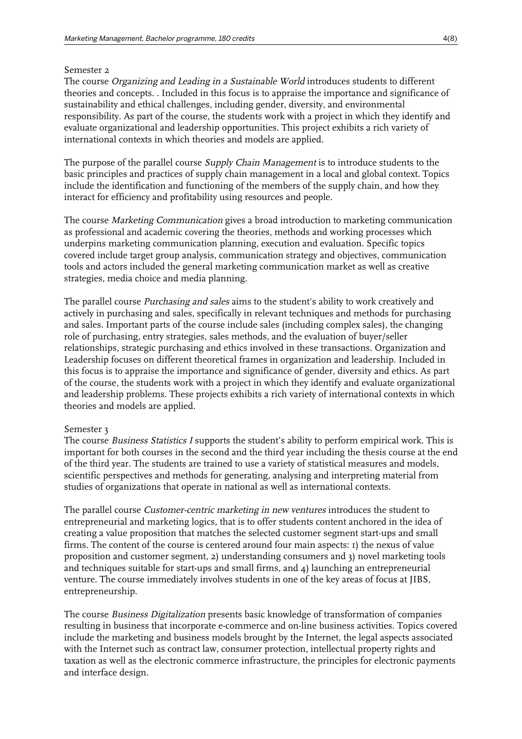Semester 2

The course *Organizing and Leading in a Sustainable World* introduces students to different theories and concepts. . Included in this focus is to appraise the importance and significance of sustainability and ethical challenges, including gender, diversity, and environmental responsibility. As part of the course, the students work with a project in which they identify and evaluate organizational and leadership opportunities. This project exhibits a rich variety of international contexts in which theories and models are applied.

The purpose of the parallel course *Supply Chain Management* is to introduce students to the basic principles and practices of supply chain management in a local and global context. Topics include the identification and functioning of the members of the supply chain, and how they interact for efficiency and profitability using resources and people.

The course *Marketing Communication* gives a broad introduction to marketing communication as professional and academic covering the theories, methods and working processes which underpins marketing communication planning, execution and evaluation. Specific topics covered include target group analysis, communication strategy and objectives, communication tools and actors included the general marketing communication market as well as creative strategies, media choice and media planning.

The parallel course *Purchasing and sales* aims to the student's ability to work creatively and actively in purchasing and sales, specifically in relevant techniques and methods for purchasing and sales. Important parts of the course include sales (including complex sales), the changing role of purchasing, entry strategies, sales methods, and the evaluation of buyer/seller relationships, strategic purchasing and ethics involved in these transactions. Organization and Leadership focuses on different theoretical frames in organization and leadership. Included in this focus is to appraise the importance and significance of gender, diversity and ethics. As part of the course, the students work with a project in which they identify and evaluate organizational and leadership problems. These projects exhibits a rich variety of international contexts in which theories and models are applied.

Semester 3

The course *Business Statistics I* supports the student's ability to perform empirical work. This is important for both courses in the second and the third year including the thesis course at the end of the third year. The students are trained to use a variety of statistical measures and models, scientific perspectives and methods for generating, analysing and interpreting material from studies of organizations that operate in national as well as international contexts.

The parallel course *Customer-centric marketing in new ventures* introduces the student to entrepreneurial and marketing logics, that is to offer students content anchored in the idea of creating a value proposition that matches the selected customer segment start-ups and small firms. The content of the course is centered around four main aspects: 1) the nexus of value proposition and customer segment, 2) understanding consumers and 3) novel marketing tools and techniques suitable for start-ups and small firms, and 4) launching an entrepreneurial venture. The course immediately involves students in one of the key areas of focus at JIBS, entrepreneurship.

The course *Business Digitalization* presents basic knowledge of transformation of companies resulting in business that incorporate e-commerce and on-line business activities. Topics covered include the marketing and business models brought by the Internet, the legal aspects associated with the Internet such as contract law, consumer protection, intellectual property rights and taxation as well as the electronic commerce infrastructure, the principles for electronic payments and interface design.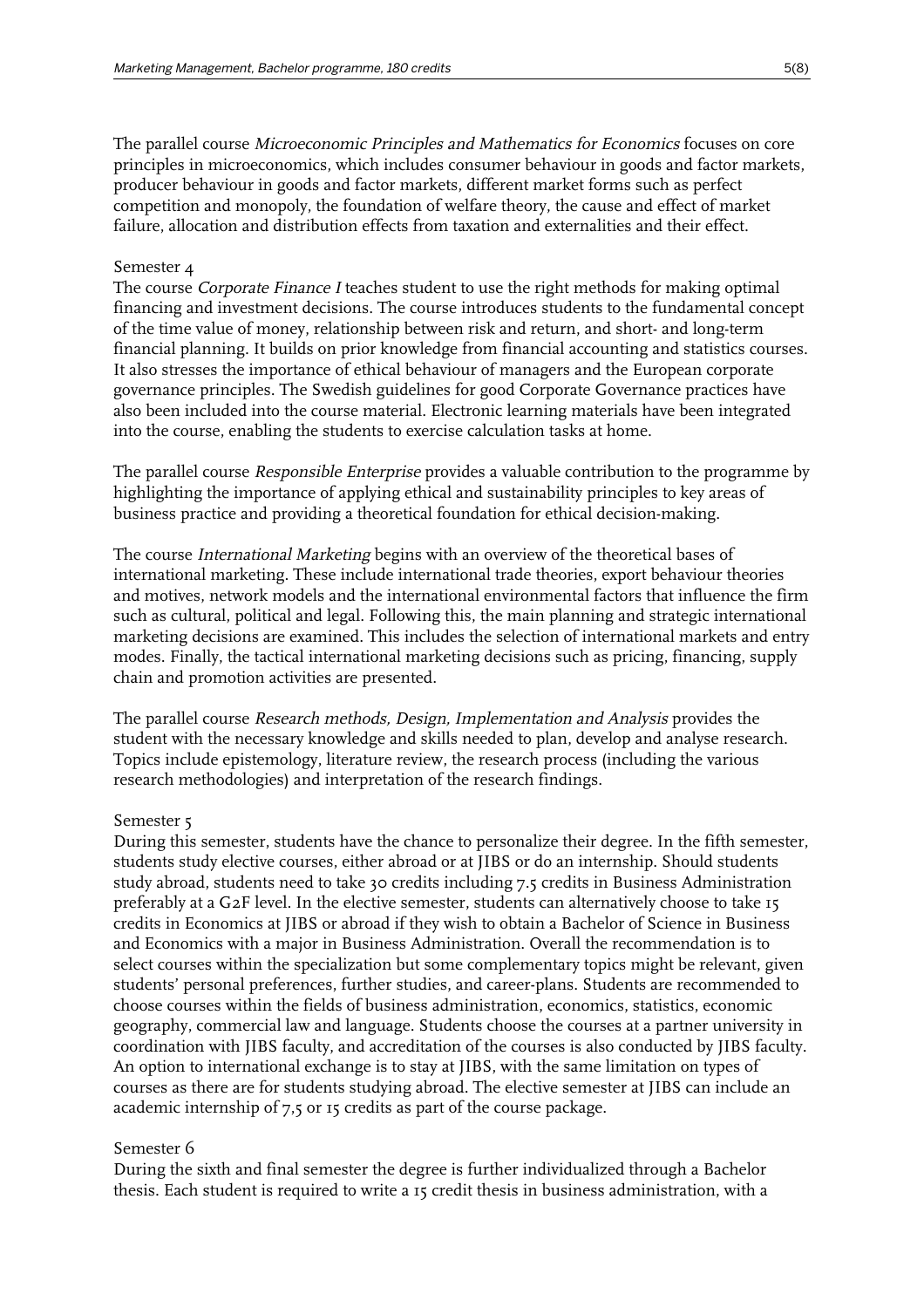The parallel course *Microeconomic Principles and Mathematics for Economics* focuses on core principles in microeconomics, which includes consumer behaviour in goods and factor markets, producer behaviour in goods and factor markets, different market forms such as perfect competition and monopoly, the foundation of welfare theory, the cause and effect of market failure, allocation and distribution effects from taxation and externalities and their effect.

Semester 4
The course *Corporate Finance I* teaches student to use the right methods for making optimal financing and investment decisions. The course introduces students to the fundamental concept of the time value of money, relationship between risk and return, and short- and long-term financial planning. It builds on prior knowledge from financial accounting and statistics courses. It also stresses the importance of ethical behaviour of managers and the European corporate governance principles. The Swedish guidelines for good Corporate Governance practices have also been included into the course material. Electronic learning materials have been integrated into the course, enabling the students to exercise calculation tasks at home.

The parallel course *Responsible Enterprise* provides a valuable contribution to the programme by highlighting the importance of applying ethical and sustainability principles to key areas of business practice and providing a theoretical foundation for ethical decision-making.

The course *International Marketing* begins with an overview of the theoretical bases of international marketing. These include international trade theories, export behaviour theories and motives, network models and the international environmental factors that influence the firm such as cultural, political and legal. Following this, the main planning and strategic international marketing decisions are examined. This includes the selection of international markets and entry modes. Finally, the tactical international marketing decisions such as pricing, financing, supply chain and promotion activities are presented.

The parallel course *Research methods, Design, Implementation and Analysis* provides the student with the necessary knowledge and skills needed to plan, develop and analyse research. Topics include epistemology, literature review, the research process (including the various research methodologies) and interpretation of the research findings.

Semester 5
During this semester, students have the chance to personalize their degree. In the fifth semester, students study elective courses, either abroad or at JIBS or do an internship. Should students study abroad, students need to take 30 credits including 7.5 credits in Business Administration preferably at a G2F level. In the elective semester, students can alternatively choose to take 15 credits in Economics at JIBS or abroad if they wish to obtain a Bachelor of Science in Business and Economics with a major in Business Administration. Overall the recommendation is to select courses within the specialization but some complementary topics might be relevant, given students' personal preferences, further studies, and career-plans. Students are recommended to choose courses within the fields of business administration, economics, statistics, economic geography, commercial law and language. Students choose the courses at a partner university in coordination with JIBS faculty, and accreditation of the courses is also conducted by JIBS faculty. An option to international exchange is to stay at JIBS, with the same limitation on types of courses as there are for students studying abroad. The elective semester at JIBS can include an academic internship of 7,5 or 15 credits as part of the course package.

Semester 6
During the sixth and final semester the degree is further individualized through a Bachelor thesis. Each student is required to write a 15 credit thesis in business administration, with a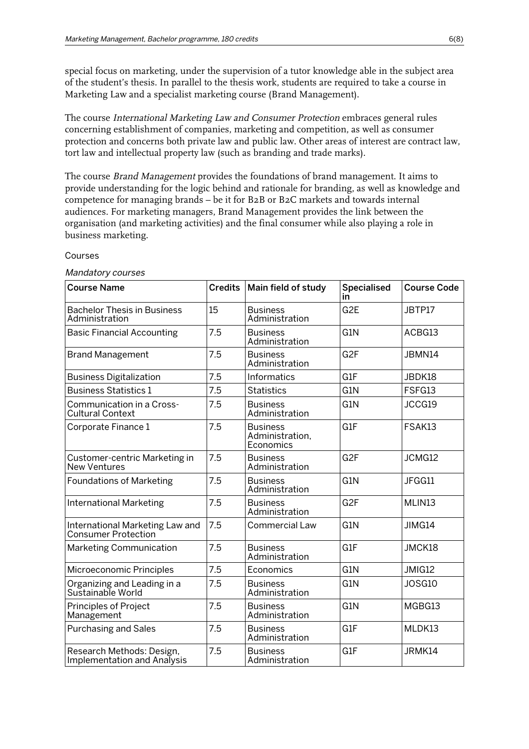special focus on marketing, under the supervision of a tutor knowledge able in the subject area of the student's thesis. In parallel to the thesis work, students are required to take a course in Marketing Law and a specialist marketing course (Brand Management).

The course *International Marketing Law and Consumer Protection* embraces general rules concerning establishment of companies, marketing and competition, as well as consumer protection and concerns both private law and public law. Other areas of interest are contract law, tort law and intellectual property law (such as branding and trade marks).

The course *Brand Management* provides the foundations of brand management. It aims to provide understanding for the logic behind and rationale for branding, as well as knowledge and competence for managing brands – be it for B2B or B2C markets and towards internal audiences. For marketing managers, Brand Management provides the link between the organisation (and marketing activities) and the final consumer while also playing a role in business marketing.

Courses

*Mandatory courses*

| Course Name | Credits | Main field of study | Specialised in | Course Code |
|---|---|---|---|---|
| Bachelor Thesis in Business Administration | 15 | Business Administration | G2E | JBTP17 |
| Basic Financial Accounting | 7.5 | Business Administration | G1N | ACBG13 |
| Brand Management | 7.5 | Business Administration | G2F | JBMN14 |
| Business Digitalization | 7.5 | Informatics | G1F | JBDK18 |
| Business Statistics 1 | 7.5 | Statistics | G1N | FSFG13 |
| Communication in a Cross-Cultural Context | 7.5 | Business Administration | G1N | JCCG19 |
| Corporate Finance 1 | 7.5 | Business Administration, Economics | G1F | FSAK13 |
| Customer-centric Marketing in New Ventures | 7.5 | Business Administration | G2F | JCMG12 |
| Foundations of Marketing | 7.5 | Business Administration | G1N | JFGG11 |
| International Marketing | 7.5 | Business Administration | G2F | MLIN13 |
| International Marketing Law and Consumer Protection | 7.5 | Commercial Law | G1N | JIMG14 |
| Marketing Communication | 7.5 | Business Administration | G1F | JMCK18 |
| Microeconomic Principles | 7.5 | Economics | G1N | JMIG12 |
| Organizing and Leading in a Sustainable World | 7.5 | Business Administration | G1N | JOSG10 |
| Principles of Project Management | 7.5 | Business Administration | G1N | MGBG13 |
| Purchasing and Sales | 7.5 | Business Administration | G1F | MLDK13 |
| Research Methods: Design, Implementation and Analysis | 7.5 | Business Administration | G1F | JRMK14 |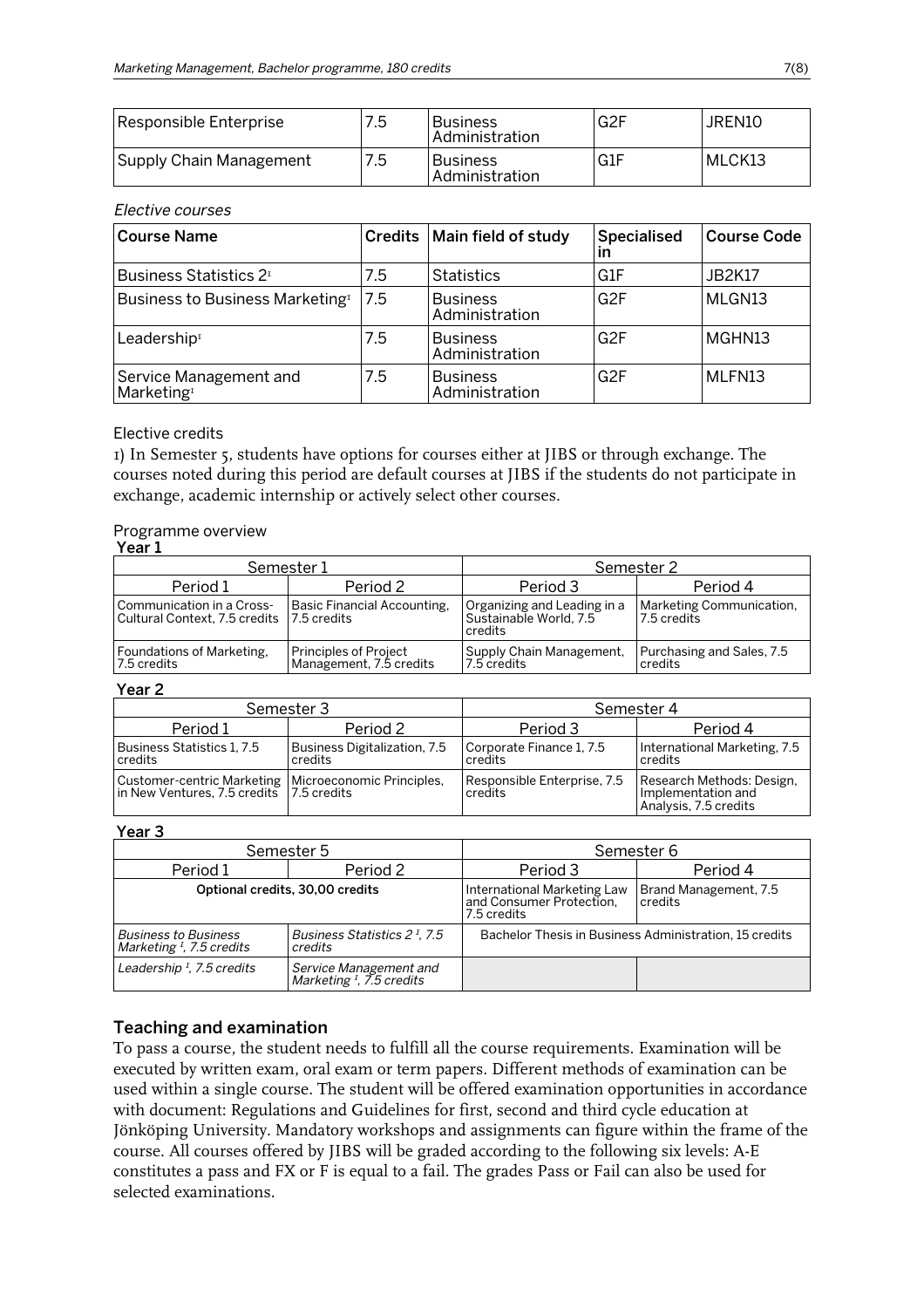| Responsible Enterprise | 7.5 | Business Administration | G2F | JREN10 |
|---|---|---|---|---|
| Supply Chain Management | 7.5 | Business Administration | G1F | MLCK13 |

*Elective courses*

| Course Name | Credits | Main field of study | Specialised in | Course Code |
|---|---|---|---|---|
| Business Statistics 2[1] | 7.5 | Statistics | G1F | JB2K17 |
| Business to Business Marketing[1] | 7.5 | Business Administration | G2F | MLGN13 |
| Leadership[1] | 7.5 | Business Administration | G2F | MGHN13 |
| Service Management and Marketing[1] | 7.5 | Business Administration | G2F | MLFN13 |

Elective credits

1) In Semester 5, students have options for courses either at JIBS or through exchange. The courses noted during this period are default courses at JIBS if the students do not participate in exchange, academic internship or actively select other courses.

Programme overview

**Year 1**

| Semester 1 | | Semester 2 | |
|---|---|---|---|
| Period 1 | Period 2 | Period 3 | Period 4 |
| Communication in a Cross-Cultural Context, 7.5 credits | Basic Financial Accounting, 7.5 credits | Organizing and Leading in a Sustainable World, 7.5 credits | Marketing Communication, 7.5 credits |
| Foundations of Marketing, 7.5 credits | Principles of Project Management, 7.5 credits | Supply Chain Management, 7.5 credits | Purchasing and Sales, 7.5 credits |

**Year 2**

| Semester 3 | | Semester 4 | |
|---|---|---|---|
| Period 1 | Period 2 | Period 3 | Period 4 |
| Business Statistics 1, 7.5 credits | Business Digitalization, 7.5 credits | Corporate Finance 1, 7.5 credits | International Marketing, 7.5 credits |
| Customer-centric Marketing in New Ventures, 7.5 credits | Microeconomic Principles, 7.5 credits | Responsible Enterprise, 7.5 credits | Research Methods: Design, Implementation and Analysis, 7.5 credits |

**Year 3**

| Semester 5 | | Semester 6 | |
|---|---|---|---|
| Period 1 | Period 2 | Period 3 | Period 4 |
| **Optional credits, 30,00 credits** | | International Marketing Law and Consumer Protection, 7.5 credits | Brand Management, 7.5 credits |
| *Business to Business Marketing [1], 7.5 credits* | *Business Statistics 2 [1], 7.5 credits* | Bachelor Thesis in Business Administration, 15 credits | |
| *Leadership [1], 7.5 credits* | *Service Management and Marketing [1], 7.5 credits* | | |

## Teaching and examination

To pass a course, the student needs to fulfill all the course requirements. Examination will be executed by written exam, oral exam or term papers. Different methods of examination can be used within a single course. The student will be offered examination opportunities in accordance with document: Regulations and Guidelines for first, second and third cycle education at Jönköping University. Mandatory workshops and assignments can figure within the frame of the course. All courses offered by JIBS will be graded according to the following six levels: A-E constitutes a pass and FX or F is equal to a fail. The grades Pass or Fail can also be used for selected examinations.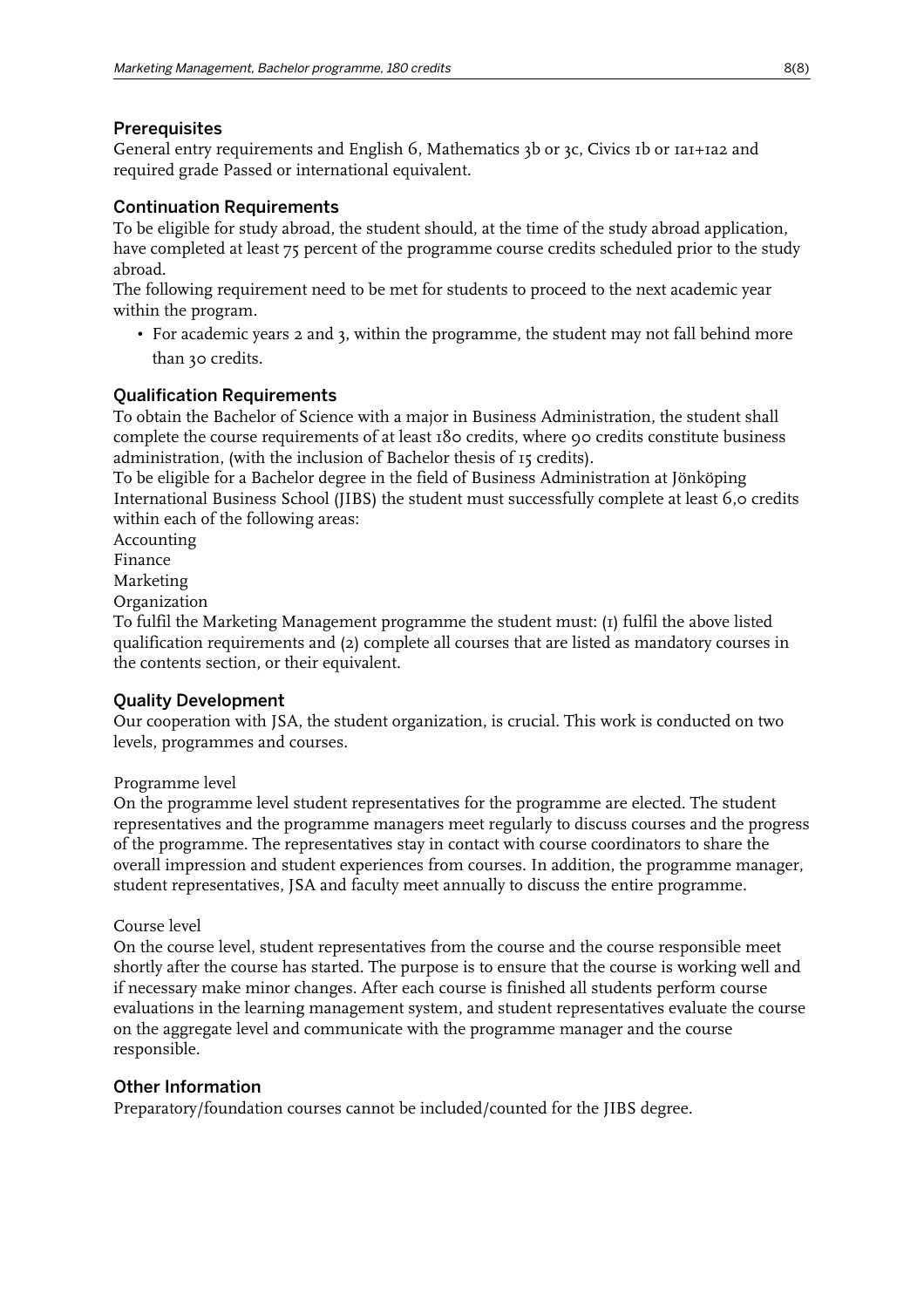## Prerequisites

General entry requirements and English 6, Mathematics 3b or 3c, Civics 1b or 1a1+1a2 and required grade Passed or international equivalent.

## Continuation Requirements

To be eligible for study abroad, the student should, at the time of the study abroad application, have completed at least 75 percent of the programme course credits scheduled prior to the study abroad.

The following requirement need to be met for students to proceed to the next academic year within the program.

- For academic years 2 and 3, within the programme, the student may not fall behind more than 30 credits.

## Qualification Requirements

To obtain the Bachelor of Science with a major in Business Administration, the student shall complete the course requirements of at least 180 credits, where 90 credits constitute business administration, (with the inclusion of Bachelor thesis of 15 credits).

To be eligible for a Bachelor degree in the field of Business Administration at Jönköping International Business School (JIBS) the student must successfully complete at least 6,0 credits within each of the following areas:

Accounting

Finance

Marketing

Organization

To fulfil the Marketing Management programme the student must: (1) fulfil the above listed qualification requirements and (2) complete all courses that are listed as mandatory courses in the contents section, or their equivalent.

## Quality Development

Our cooperation with JSA, the student organization, is crucial. This work is conducted on two levels, programmes and courses.

### Programme level

On the programme level student representatives for the programme are elected. The student representatives and the programme managers meet regularly to discuss courses and the progress of the programme. The representatives stay in contact with course coordinators to share the overall impression and student experiences from courses. In addition, the programme manager, student representatives, JSA and faculty meet annually to discuss the entire programme.

### Course level

On the course level, student representatives from the course and the course responsible meet shortly after the course has started. The purpose is to ensure that the course is working well and if necessary make minor changes. After each course is finished all students perform course evaluations in the learning management system, and student representatives evaluate the course on the aggregate level and communicate with the programme manager and the course responsible.

## Other Information

Preparatory/foundation courses cannot be included/counted for the JIBS degree.